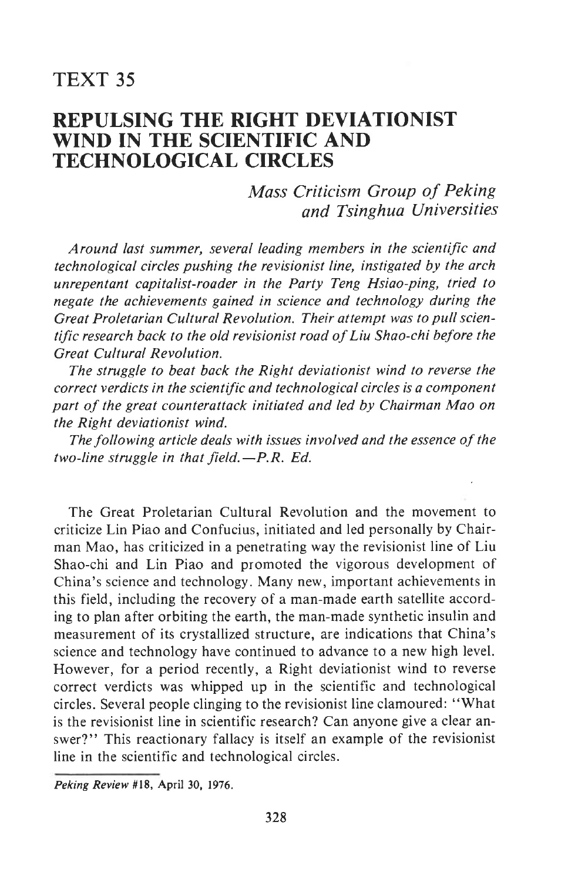# TEXT 35

# REPULSING THE RIGHT DEVIATIONIST WIND IN THE SCIENTIFIC AND TECHNOLOGICAL CIRCLES

*Mass Criticism Group of Peking and Tsinghua Universities*

*Around last summer, several leading members in the scientific and technological circles pushing the revisionist line, instigated by the arch unrepentant capitalist-roader in the Party Teng Hsiao-ping, tried to negate the achievements gained in science and technology during the Great Proletarian Cultural Revolution. Their attempt was to pull scientific research back to the old revisionist road of Liu Shao-chi before the Great Cultural Revolution.*

*The struggle to beat back the Right deviationist wind to reverse the correct verdicts in the scientific and technological circles is a component part of the great counterattack initiated and led by Chairman Mao on the Right deviationist wind.*

*The following article deals with issues involved and the essence of the two-line struggle in that field.—P.R. Ed.*

The Great Proletarian Cultural Revolution and the movement to criticize Lin Piao and Confucius, initiated and led personally by Chairman Mao, has criticized in a penetrating way the revisionist line of Liu Shao-chi and Lin Piao and promoted the vigorous development of China's science and technology. Many new, important achievements in this field, including the recovery of a man-made earth satellite according to plan after orbiting the earth, the man-made synthetic insulin and measurement of its crystallized structure, are indications that China's science and technology have continued to advance to a new high level. However, for a period recently, a Right deviationist wind to reverse correct verdicts was whipped up in the scientific and technological circles. Several people clinging to the revisionist line clamoured: "What is the revisionist line in scientific research? Can anyone give a clear answer?" This reactionary fallacy is itself an example of the revisionist line in the scientific and technological circles.

*Peking Review* #18, April 30, 1976.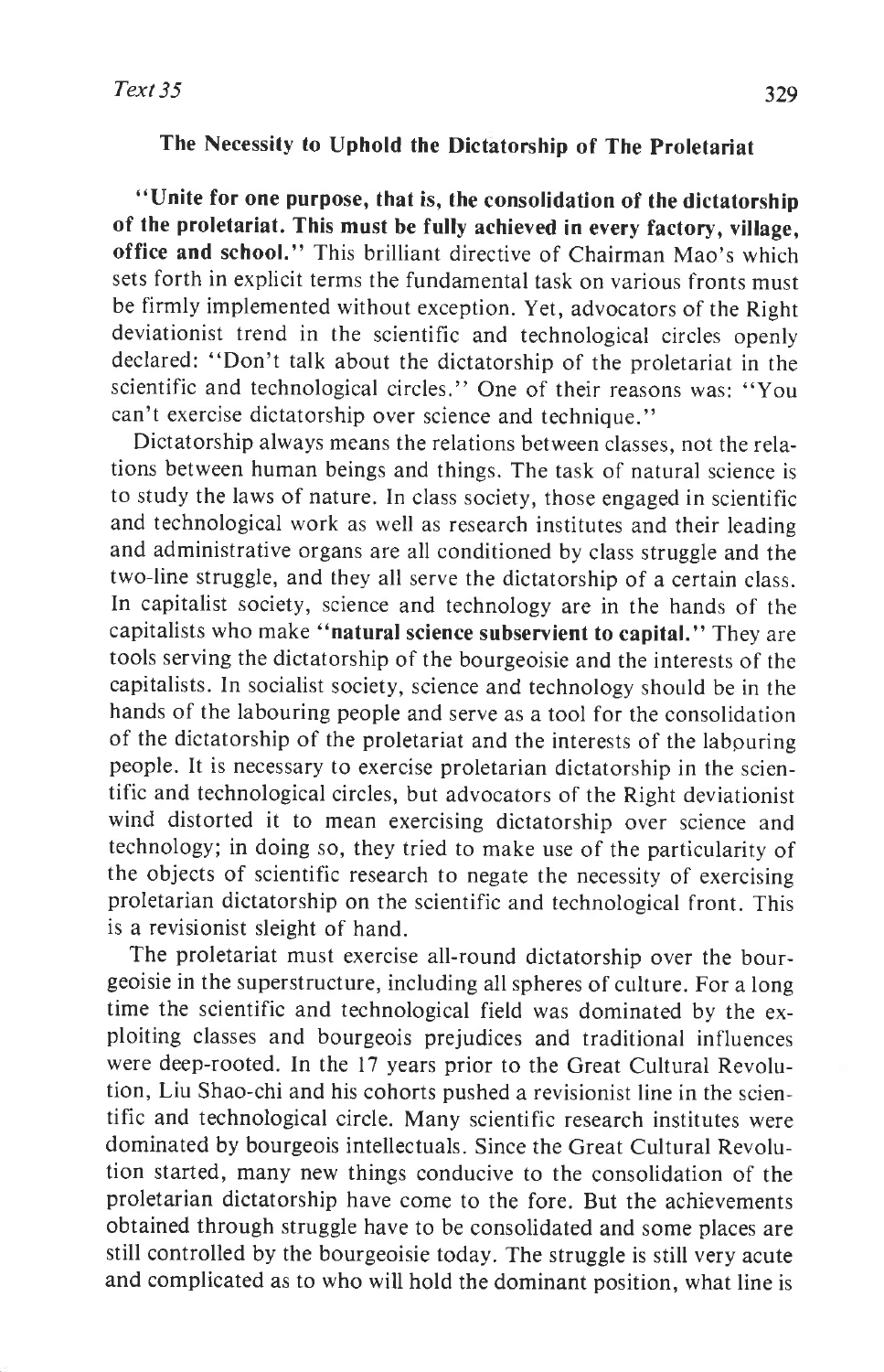## The Necessity to Uphold the Dictatorship of The Proletariat

**"Unite for one purpose, that is, the consolidation of the dictatorship of the proletariat. This must be fully achieved in every factory, village, office and school."** This brilliant directive of Chairman Mao's which sets forth in explicit terms the fundamental task on various fronts must be firmly implemented without exception. Yet, advocators of the Right deviationist trend in the scientific and technological circles openly declared: "Don't talk about the dictatorship of the proletariat in the scientific and technological circles." One of their reasons was: "You can't exercise dictatorship over science and technique."

Dictatorship always means the relations between classes, not the relations between human beings and things. The task of natural science is to study the laws of nature. In class society, those engaged in scientific and technological work as well as research institutes and their leading and administrative organs are all conditioned by class struggle and the two-line struggle, and they all serve the dictatorship of a certain class. In capitalist society, science and technology are in the hands of the capitalists who make **"natural science subservient to capital."** They are tools serving the dictatorship of the bourgeoisie and the interests of the capitalists. In socialist society, science and technology should be in the hands of the labouring people and serve as a tool for the consolidation of the dictatorship of the proletariat and the interests of the labouring people. It is necessary to exercise proletarian dictatorship in the scientific and technological circles, but advocators of the Right deviationist wind distorted it to mean exercising dictatorship over science and technology; in doing so, they tried to make use of the particularity of the objects of scientific research to negate the necessity of exercising proletarian dictatorship on the scientific and technological front. This is a revisionist sleight of hand.

The proletariat must exercise all-round dictatorship over the bourgeoisie in the superstructure, including all spheres of culture. For a long time the scientific and technological field was dominated by the exploiting classes and bourgeois prejudices and traditional influences were deep-rooted. In the 17 years prior to the Great Cultural Revolution, Liu Shao-chi and his cohorts pushed a revisionist line in the scientific and technological circle. Many scientific research institutes were dominated by bourgeois intellectuals. Since the Great Cultural Revolution started, many new things conducive to the consolidation of the proletarian dictatorship have come to the fore. But the achievements obtained through struggle have to be consolidated and some places are still controlled by the bourgeoisie today. The struggle is still very acute and complicated as to who will hold the dominant position, what line is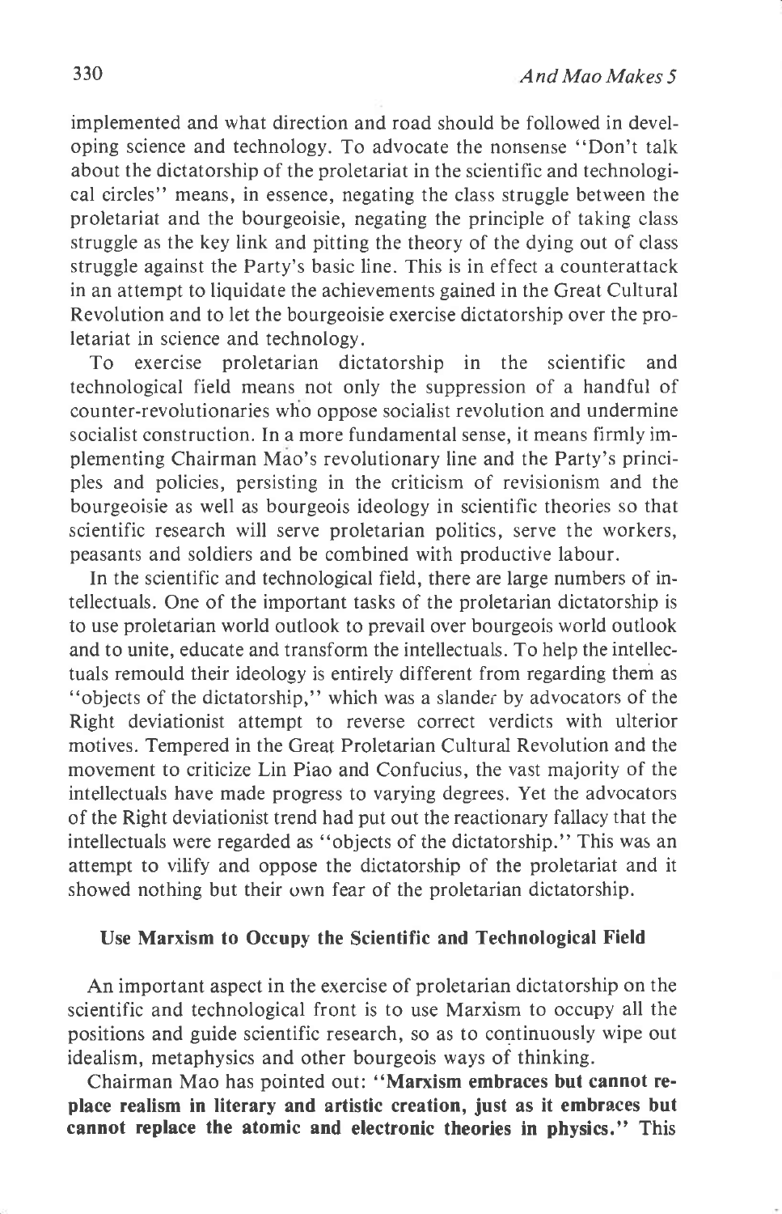implemented and what direction and road should be followed in developing science and technology. To advocate the nonsense "Don't talk about the dictatorship of the proletariat in the scientific and technological circles" means, in essence, negating the class struggle between the proletariat and the bourgeoisie, negating the principle of taking class struggle as the key link and pitting the theory of the dying out of class struggle against the Party's basic line. This is in effect a counterattack in an attempt to liquidate the achievements gained in the Great Cultural Revolution and to let the bourgeoisie exercise dictatorship over the proletariat in science and technology.

To exercise proletarian dictatorship in the scientific and technological field means not only the suppression of a handful of counter-revolutionaries who oppose socialist revolution and undermine socialist construction. In a more fundamental sense, it means firmly implementing Chairman Mao's revolutionary line and the Party's principles and policies, persisting in the criticism of revisionism and the bourgeoisie as well as bourgeois ideology in scientific theories so that scientific research will serve proletarian politics, serve the workers, peasants and soldiers and be combined with productive labour.

In the scientific and technological field, there are large numbers of intellectuals. One of the important tasks of the proletarian dictatorship is to use proletarian world outlook to prevail over bourgeois world outlook and to unite, educate and transform the intellectuals. To help the intellectuals remould their ideology is entirely different from regarding them as "objects of the dictatorship," which was a slander by advocators of the Right deviationist attempt to reverse correct verdicts with ulterior motives. Tempered in the Great Proletarian Cultural Revolution and the movement to criticize Lin Piao and Confucius, the vast majority of the intellectuals have made progress to varying degrees. Yet the advocators of the Right deviationist trend had put out the reactionary fallacy that the intellectuals were regarded as "objects of the dictatorship." This was an attempt to vilify and oppose the dictatorship of the proletariat and it showed nothing but their own fear of the proletarian dictatorship.

### Use Marxism to Occupy the Scientific and Technological Field

An important aspect in the exercise of proletarian dictatorship on the scientific and technological front is to use Marxism to occupy all the positions and guide scientific research, so as to continuously wipe out idealism, metaphysics and other bourgeois ways of thinking.

Chairman Mao has pointed out: "**Marxism embraces but cannot replace realism in literary and artistic creation, just as it embraces but cannot replace the atomic and electronic theories in physics.**" This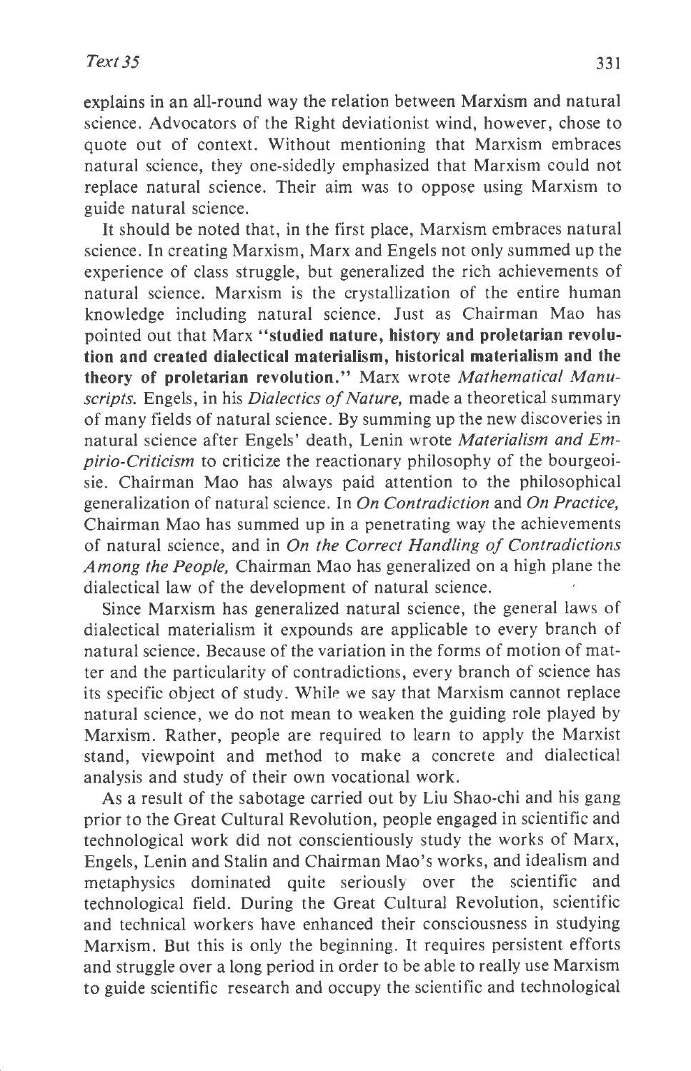explains in an all-round way the relation between Marxism and natural science. Advocators of the Right deviationist wind, however, chose to quote out of context. Without mentioning that Marxism embraces natural science, they one-sidedly emphasized that Marxism could not replace natural science. Their aim was to oppose using Marxism to guide natural science.

It should be noted that, in the first place, Marxism embraces natural science. In creating Marxism, Marx and Engels not only summed up the experience of class struggle, but generalized the rich achievements of natural science. Marxism is the crystallization of the entire human knowledge including natural science. Just as Chairman Mao has pointed out that Marx "**studied nature, history and proletarian revolution and created dialectical materialism, historical materialism and the theory of proletarian revolution.**" Marx wrote *Mathematical Manuscripts.* Engels, in his *Dialectics of Nature,* made a theoretical summary of many fields of natural science. By summing up the new discoveries in natural science after Engels' death, Lenin wrote *Materialism and Empirio-Criticism* to criticize the reactionary philosophy of the bourgeoisie. Chairman Mao has always paid attention to the philosophical generalization of natural science. In *On Contradiction* and *On Practice,* Chairman Mao has summed up in a penetrating way the achievements of natural science, and in *On the Correct Handling of Contradictions Among the People,* Chairman Mao has generalized on a high plane the dialectical law of the development of natural science.

Since Marxism has generalized natural science, the general laws of dialectical materialism it expounds are applicable to every branch of natural science. Because of the variation in the forms of motion of matter and the particularity of contradictions, every branch of science has its specific object of study. While we say that Marxism cannot replace natural science, we do not mean to weaken the guiding role played by Marxism. Rather, people are required to learn to apply the Marxist stand, viewpoint and method to make a concrete and dialectical analysis and study of their own vocational work.

As a result of the sabotage carried out by Liu Shao-chi and his gang prior to the Great Cultural Revolution, people engaged in scientific and technological work did not conscientiously study the works of Marx, Engels, Lenin and Stalin and Chairman Mao's works, and idealism and metaphysics dominated quite seriously over the scientific and technological field. During the Great Cultural Revolution, scientific and technical workers have enhanced their consciousness in studying Marxism. But this is only the beginning. It requires persistent efforts and struggle over a long period in order to be able to really use Marxism to guide scientific research and occupy the scientific and technological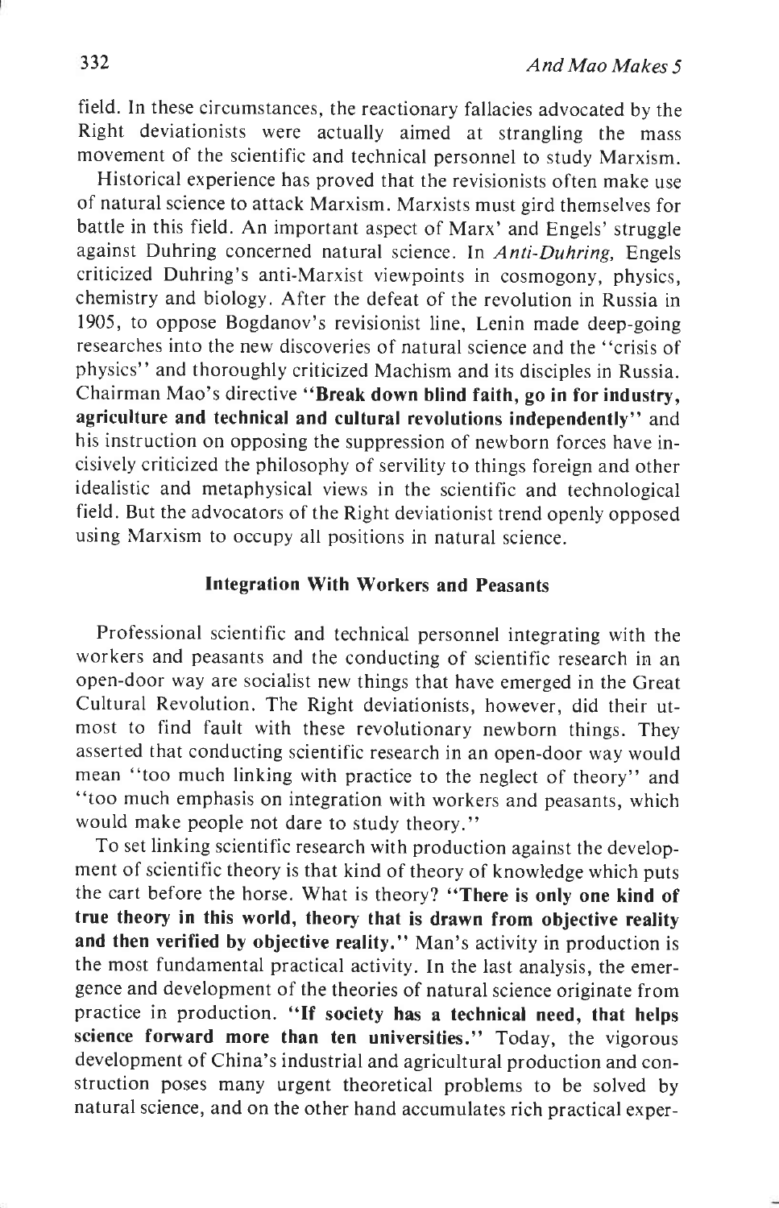field. In these circumstances, the reactionary fallacies advocated by the Right deviationists were actually aimed at strangling the mass movement of the scientific and technical personnel to study Marxism.

Historical experience has proved that the revisionists often make use of natural science to attack Marxism. Marxists must gird themselves for battle in this field. An important aspect of Marx' and Engels' struggle against Duhring concerned natural science. In *Anti-Duhring,* Engels criticized Duhring's anti-Marxist viewpoints in cosmogony, physics, chemistry and biology. After the defeat of the revolution in Russia in 1905, to oppose Bogdanov's revisionist line, Lenin made deep-going researches into the new discoveries of natural science and the "crisis of physics" and thoroughly criticized Machism and its disciples in Russia. Chairman Mao's directive **"Break down blind faith, go in for industry, agriculture and technical and cultural revolutions independently"** and his instruction on opposing the suppression of newborn forces have incisively criticized the philosophy of servility to things foreign and other idealistic and metaphysical views in the scientific and technological field. But the advocators of the Right deviationist trend openly opposed using Marxism to occupy all positions in natural science.

### Integration With Workers and Peasants

Professional scientific and technical personnel integrating with the workers and peasants and the conducting of scientific research in an open-door way are socialist new things that have emerged in the Great Cultural Revolution. The Right deviationists, however, did their utmost to find fault with these revolutionary newborn things. They asserted that conducting scientific research in an open-door way would mean "too much linking with practice to the neglect of theory" and "too much emphasis on integration with workers and peasants, which would make people not dare to study theory."

To set linking scientific research with production against the development of scientific theory is that kind of theory of knowledge which puts the cart before the horse. What is theory? **"There is only one kind of true theory in this world, theory that is drawn from objective reality and then verified by objective reality."** Man's activity in production is the most fundamental practical activity. In the last analysis, the emergence and development of the theories of natural science originate from practice in production. **"If society has a technical need, that helps science forward more than ten universities."** Today, the vigorous development of China's industrial and agricultural production and construction poses many urgent theoretical problems to be solved by natural science, and on the other hand accumulates rich practical exper-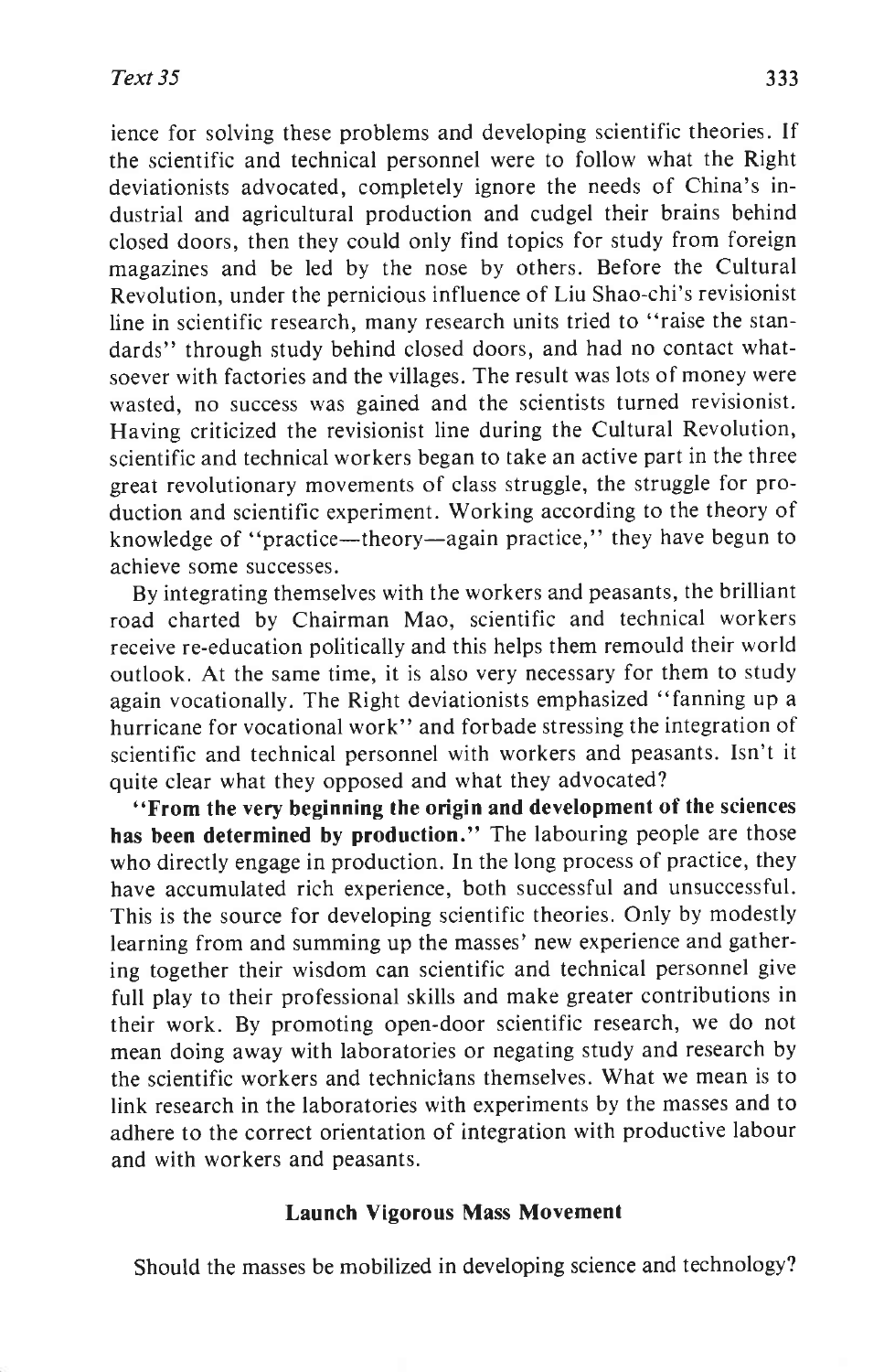ience for solving these problems and developing scientific theories. If the scientific and technical personnel were to follow what the Right deviationists advocated, completely ignore the needs of China's industrial and agricultural production and cudgel their brains behind closed doors, then they could only find topics for study from foreign magazines and be led by the nose by others. Before the Cultural Revolution, under the pernicious influence of Liu Shao-chi's revisionist line in scientific research, many research units tried to "raise the standards" through study behind closed doors, and had no contact whatsoever with factories and the villages. The result was lots of money were wasted, no success was gained and the scientists turned revisionist. Having criticized the revisionist line during the Cultural Revolution, scientific and technical workers began to take an active part in the three great revolutionary movements of class struggle, the struggle for production and scientific experiment. Working according to the theory of knowledge of "practice—theory—again practice," they have begun to achieve some successes.

By integrating themselves with the workers and peasants, the brilliant road charted by Chairman Mao, scientific and technical workers receive re-education politically and this helps them remould their world outlook. At the same time, it is also very necessary for them to study again vocationally. The Right deviationists emphasized "fanning up a hurricane for vocational work" and forbade stressing the integration of scientific and technical personnel with workers and peasants. Isn't it quite clear what they opposed and what they advocated?

**"From the very beginning the origin and development of the sciences has been determined by production."** The labouring people are those who directly engage in production. In the long process of practice, they have accumulated rich experience, both successful and unsuccessful. This is the source for developing scientific theories. Only by modestly learning from and summing up the masses' new experience and gathering together their wisdom can scientific and technical personnel give full play to their professional skills and make greater contributions in their work. By promoting open-door scientific research, we do not mean doing away with laboratories or negating study and research by the scientific workers and technicians themselves. What we mean is to link research in the laboratories with experiments by the masses and to adhere to the correct orientation of integration with productive labour and with workers and peasants.

### Launch Vigorous Mass Movement

Should the masses be mobilized in developing science and technology?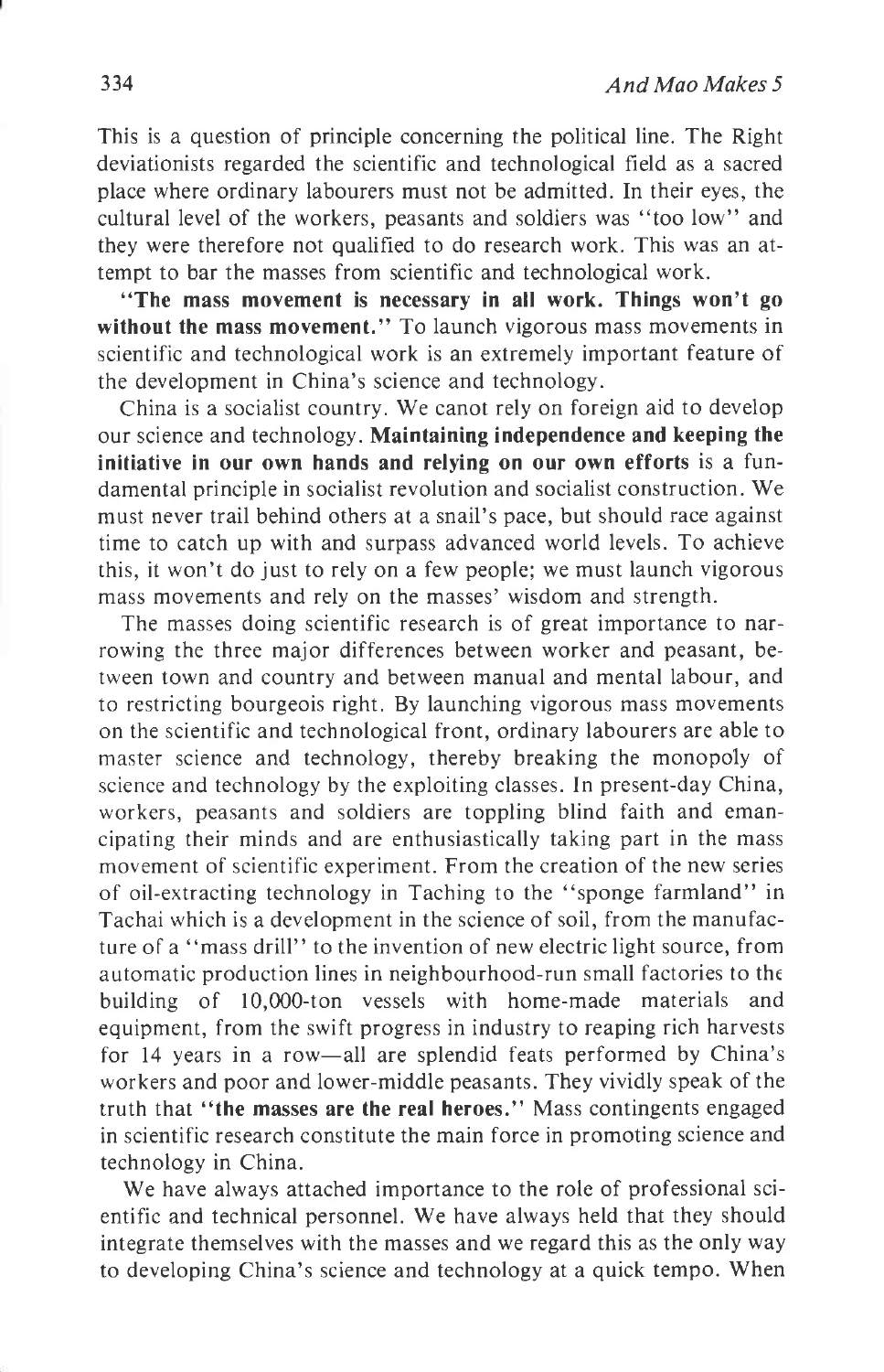This is a question of principle concerning the political line. The Right deviationists regarded the scientific and technological field as a sacred place where ordinary labourers must not be admitted. In their eyes, the cultural level of the workers, peasants and soldiers was "too low" and they were therefore not qualified to do research work. This was an attempt to bar the masses from scientific and technological work.

**"The mass movement is necessary in all work. Things won't go without the mass movement."** To launch vigorous mass movements in scientific and technological work is an extremely important feature of the development in China's science and technology.

China is a socialist country. We canot rely on foreign aid to develop our science and technology. **Maintaining independence and keeping the initiative in our own hands and relying on our own efforts** is a fundamental principle in socialist revolution and socialist construction. We must never trail behind others at a snail's pace, but should race against time to catch up with and surpass advanced world levels. To achieve this, it won't do just to rely on a few people; we must launch vigorous mass movements and rely on the masses' wisdom and strength.

The masses doing scientific research is of great importance to narrowing the three major differences between worker and peasant, between town and country and between manual and mental labour, and to restricting bourgeois right. By launching vigorous mass movements on the scientific and technological front, ordinary labourers are able to master science and technology, thereby breaking the monopoly of science and technology by the exploiting classes. In present-day China, workers, peasants and soldiers are toppling blind faith and emancipating their minds and are enthusiastically taking part in the mass movement of scientific experiment. From the creation of the new series of oil-extracting technology in Taching to the "sponge farmland" in Tachai which is a development in the science of soil, from the manufacture of a "mass drill" to the invention of new electric light source, from automatic production lines in neighbourhood-run small factories to the building of 10,000-ton vessels with home-made materials and equipment, from the swift progress in industry to reaping rich harvests for 14 years in a row—all are splendid feats performed by China's workers and poor and lower-middle peasants. They vividly speak of the truth that **"the masses are the real heroes."** Mass contingents engaged in scientific research constitute the main force in promoting science and technology in China.

We have always attached importance to the role of professional scientific and technical personnel. We have always held that they should integrate themselves with the masses and we regard this as the only way to developing China's science and technology at a quick tempo. When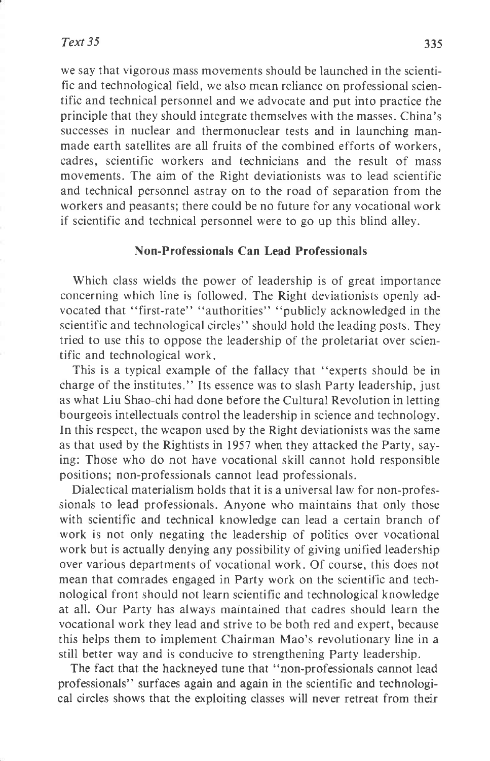we say that vigorous mass movements should be launched in the scientific and technological field, we also mean reliance on professional scientific and technical personnel and we advocate and put into practice the principle that they should integrate themselves with the masses. China's successes in nuclear and thermonuclear tests and in launching man-made earth satellites are all fruits of the combined efforts of workers, cadres, scientific workers and technicians and the result of mass movements. The aim of the Right deviationists was to lead scientific and technical personnel astray on to the road of separation from the workers and peasants; there could be no future for any vocational work if scientific and technical personnel were to go up this blind alley.

### Non-Professionals Can Lead Professionals

Which class wields the power of leadership is of great importance concerning which line is followed. The Right deviationists openly advocated that "first-rate" "authorities" "publicly acknowledged in the scientific and technological circles" should hold the leading posts. They tried to use this to oppose the leadership of the proletariat over scientific and technological work.

This is a typical example of the fallacy that "experts should be in charge of the institutes." Its essence was to slash Party leadership, just as what Liu Shao-chi had done before the Cultural Revolution in letting bourgeois intellectuals control the leadership in science and technology. In this respect, the weapon used by the Right deviationists was the same as that used by the Rightists in 1957 when they attacked the Party, saying: Those who do not have vocational skill cannot hold responsible positions; non-professionals cannot lead professionals.

Dialectical materialism holds that it is a universal law for non-professionals to lead professionals. Anyone who maintains that only those with scientific and technical knowledge can lead a certain branch of work is not only negating the leadership of politics over vocational work but is actually denying any possibility of giving unified leadership over various departments of vocational work. Of course, this does not mean that comrades engaged in Party work on the scientific and technological front should not learn scientific and technological knowledge at all. Our Party has always maintained that cadres should learn the vocational work they lead and strive to be both red and expert, because this helps them to implement Chairman Mao's revolutionary line in a still better way and is conducive to strengthening Party leadership.

The fact that the hackneyed tune that "non-professionals cannot lead professionals" surfaces again and again in the scientific and technological circles shows that the exploiting classes will never retreat from their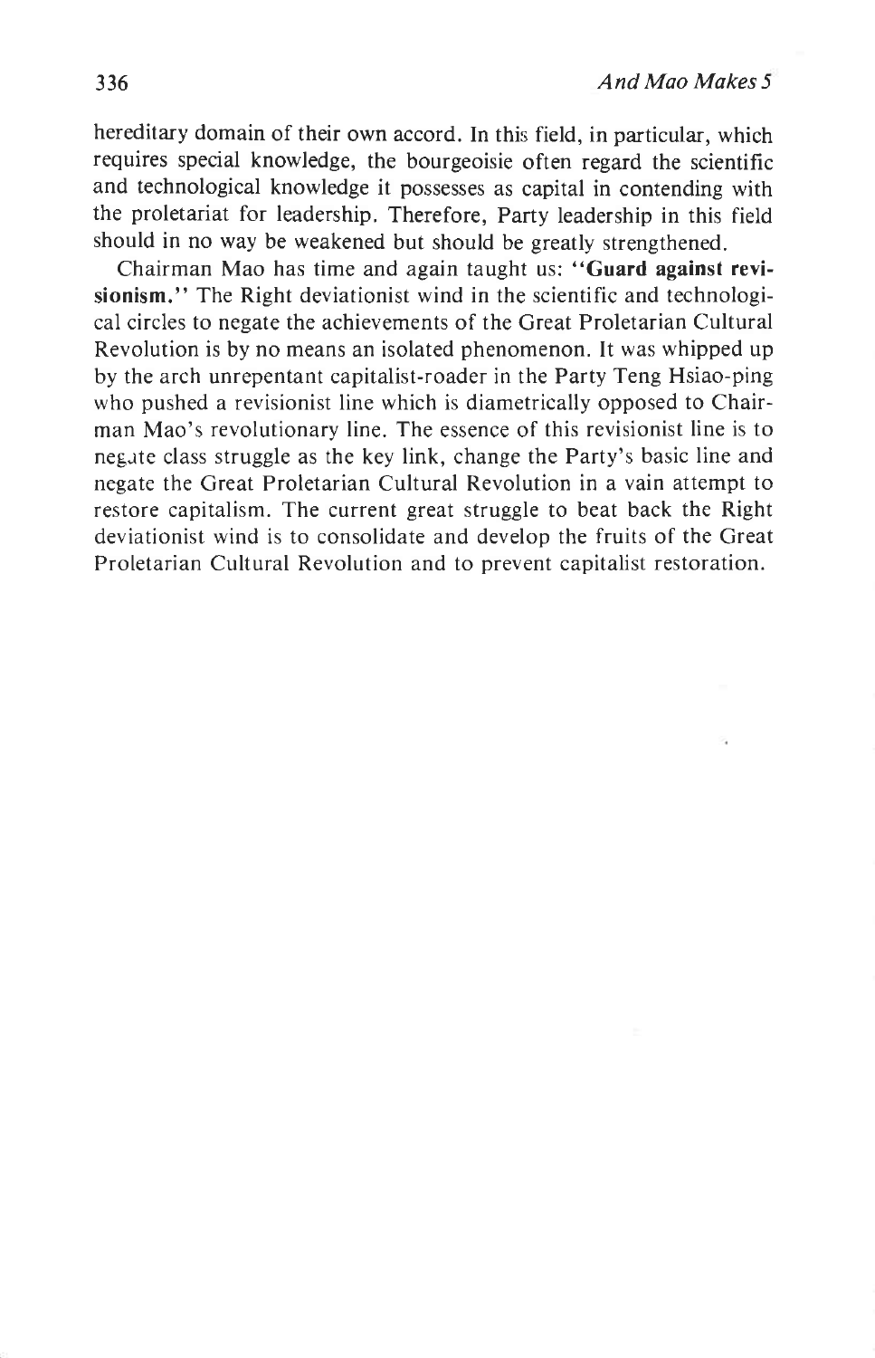hereditary domain of their own accord. In this field, in particular, which requires special knowledge, the bourgeoisie often regard the scientific and technological knowledge it possesses as capital in contending with the proletariat for leadership. Therefore, Party leadership in this field should in no way be weakened but should be greatly strengthened.

Chairman Mao has time and again taught us: "**Guard against revisionism.**" The Right deviationist wind in the scientific and technological circles to negate the achievements of the Great Proletarian Cultural Revolution is by no means an isolated phenomenon. It was whipped up by the arch unrepentant capitalist-roader in the Party Teng Hsiao-ping who pushed a revisionist line which is diametrically opposed to Chairman Mao's revolutionary line. The essence of this revisionist line is to negate class struggle as the key link, change the Party's basic line and negate the Great Proletarian Cultural Revolution in a vain attempt to restore capitalism. The current great struggle to beat back the Right deviationist wind is to consolidate and develop the fruits of the Great Proletarian Cultural Revolution and to prevent capitalist restoration.